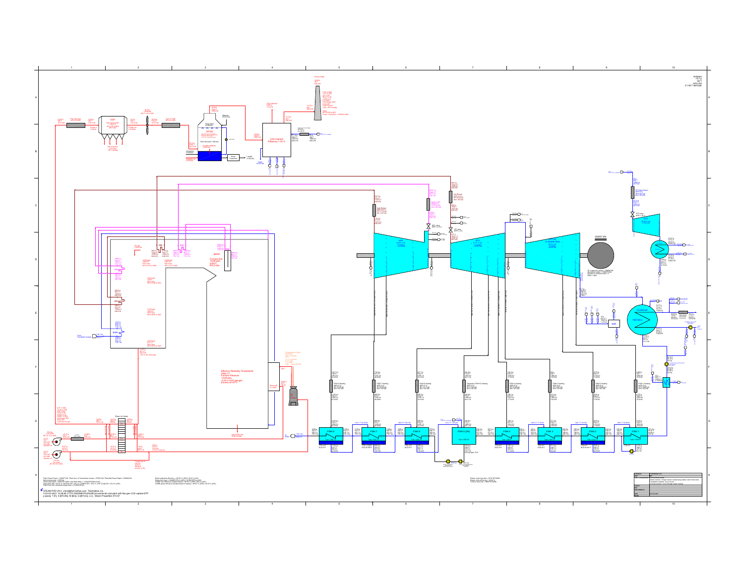Ambient
14.7 p
59 T
60% RH
51.66 T wet bulb

Plant Gross Power = 565987 kW, Plant Aux. & Transformer losses = 57602 kW, Plant Net Power Output = 508385 kW
Net process heat = 0 BTU/s
Gross Heat Rate = 8585.25 BTU/kWh, Net Heat Rate = 11424.98 BTU/kWh (LHV)
Gross Elec Eff = 39.52 %, Net Elec Eff = 29.86 %, PURPA Eff = 29.86 %, CHP (Total) Eff = 29.86 % (LHV)
Plant Fuel LHV Heat input = 1613.37 MW

Boiler adjusted efficiency = 86.95 % (HHV) / 90.6 % (LHV)
ASME heat loss efficiency (Output/Input) = 86.97 % (HHV)
ASME gross efficiency (Output/(Input+Credits)) = 86.97 % (HHV)

Steam cycle heat rate = 9774 BTU/kWh
Steam cycle efficiency = 35.25 %
Turbine heat rate = 7860 BTU/kWh

STEAM PRO 29.0 chenc@thermoflow.com Thermoflow, Inc.
Conventional coal plant with flue gas CO2 capture.STP
p [psia], T [F], h [BTU/lb], M [lb/s], Q [BTU/s], x [-] Steam Properties: IFC-67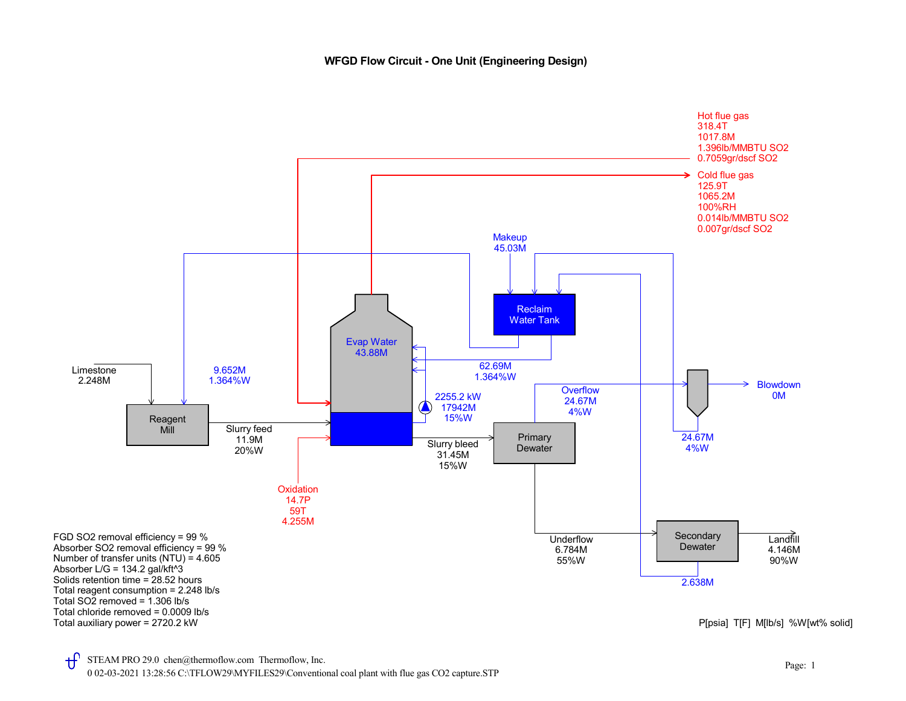# WFGD Flow Circuit - One Unit (Engineering Design)

**Hot flue gas**
318.4T
1017.8M
1.396lb/MMBTU $SO_2$
0.7059gr/dscf $SO_2$

**Cold flue gas**
125.9T
1065.2M
100%RH
0.014lb/MMBTU $SO_2$
0.007gr/dscf $SO_2$

Makeup
45.03M

Reclaim Water Tank

Evap Water
43.88M

Limestone
2.248M

9.652M
1.364%W

62.69M
1.364%W

2255.2 kW
17942M
15%W

Reagent Mill

Slurry feed
11.9M
20%W

Slurry bleed
31.45M
15%W

Primary Dewater

Overflow
24.67M
4%W

Blowdown
0M

24.67M
4%W

Oxidation
14.7P
59T
4.255M

Underflow
6.784M
55%W

Secondary Dewater

Landfill
4.146M
90%W

2.638M

FGD $SO_2$ removal efficiency = 99 %
Absorber $SO_2$ removal efficiency = 99 %
Number of transfer units (NTU) = 4.605
Absorber L/G = 134.2 gal/kft^3
Solids retention time = 28.52 hours
Total reagent consumption = 2.248 lb/s
Total $SO_2$ removed = 1.306 lb/s
Total chloride removed = 0.0009 lb/s
Total auxiliary power = 2720.2 kW

P[psia] T[F] M[lb/s] %W[wt% solid]

STEAM PRO 29.0 chen@thermoflow.com Thermoflow, Inc.
0 02-03-2021 13:28:56 C:\TFLOW29\MYFILES29\Conventional coal plant with flue gas CO2 capture.STP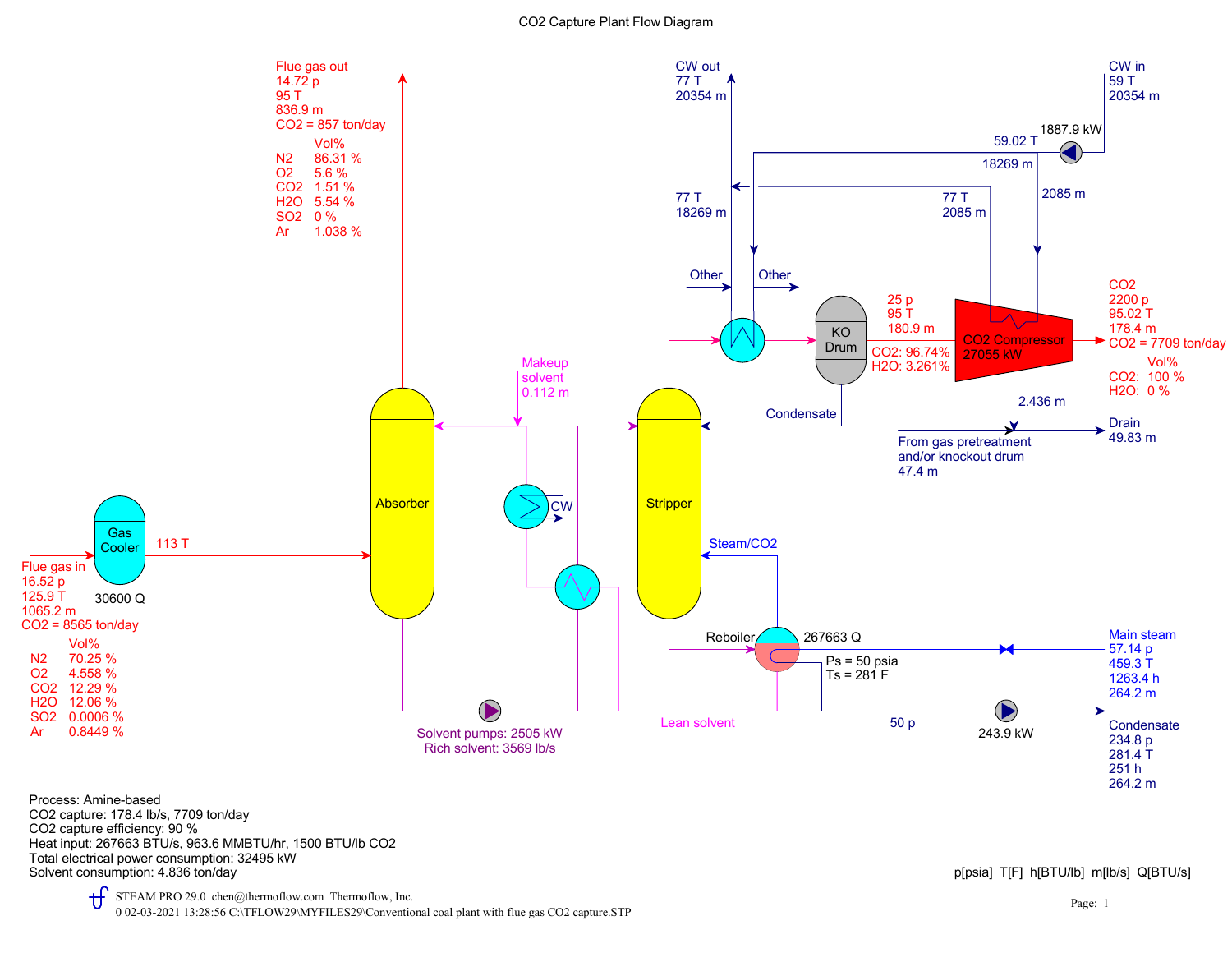# CO2 Capture Plant Flow Diagram

**Flue gas in**
16.52 p
125.9 T
1065.2 m
CO2 = 8565 ton/day

| | Vol% |
|---|---|
| N2 | 70.25 % |
| O2 | 4.558 % |
| CO2 | 12.29 % |
| H2O | 12.06 % |
| SO2 | 0.0006 % |
| Ar | 0.8449 % |

Gas Cooler — 30600 Q — 113 T

**Flue gas out**
14.72 p
95 T
836.9 m
CO2 = 857 ton/day

| | Vol% |
|---|---|
| N2 | 86.31 % |
| O2 | 5.6 % |
| CO2 | 1.51 % |
| H2O | 5.54 % |
| SO2 | 0 % |
| Ar | 1.038 % |

Absorber

Makeup solvent 0.112 m

CW

Solvent pumps: 2505 kW
Rich solvent: 3569 lb/s

Lean solvent

Stripper

Steam/CO2

Reboiler — 267663 Q
Ps = 50 psia
Ts = 281 F

**Main steam**
57.14 p
459.3 T
1263.4 h
264.2 m

50 p — 243.9 kW

**Condensate**
234.8 p
281.4 T
251 h
264.2 m

**CW out**
77 T
20354 m

**CW in**
59 T
20354 m

1887.9 kW — 59.02 T — 18269 m — 2085 m

77 T 18269 m

77 T 2085 m

Other — Other

KO Drum — Condensate

25 p
95 T
180.9 m
CO2: 96.74%
H2O: 3.261%

CO2 Compressor 27055 kW

**CO2**
2200 p
95.02 T
178.4 m
CO2 = 7709 ton/day

| | Vol% |
|---|---|
| CO2: | 100 % |
| H2O: | 0 % |

2.436 m

From gas pretreatment and/or knockout drum 47.4 m

Drain 49.83 m

Process: Amine-based
CO2 capture: 178.4 lb/s, 7709 ton/day
CO2 capture efficiency: 90 %
Heat input: 267663 BTU/s, 963.6 MMBTU/hr, 1500 BTU/lb CO2
Total electrical power consumption: 32495 kW
Solvent consumption: 4.836 ton/day

p[psia] T[F] h[BTU/lb] m[lb/s] Q[BTU/s]

STEAM PRO 29.0 chen@thermoflow.com Thermoflow, Inc.
0 02-03-2021 13:28:56 C:\TFLOW29\MYFILES29\Conventional coal plant with flue gas CO2 capture.STP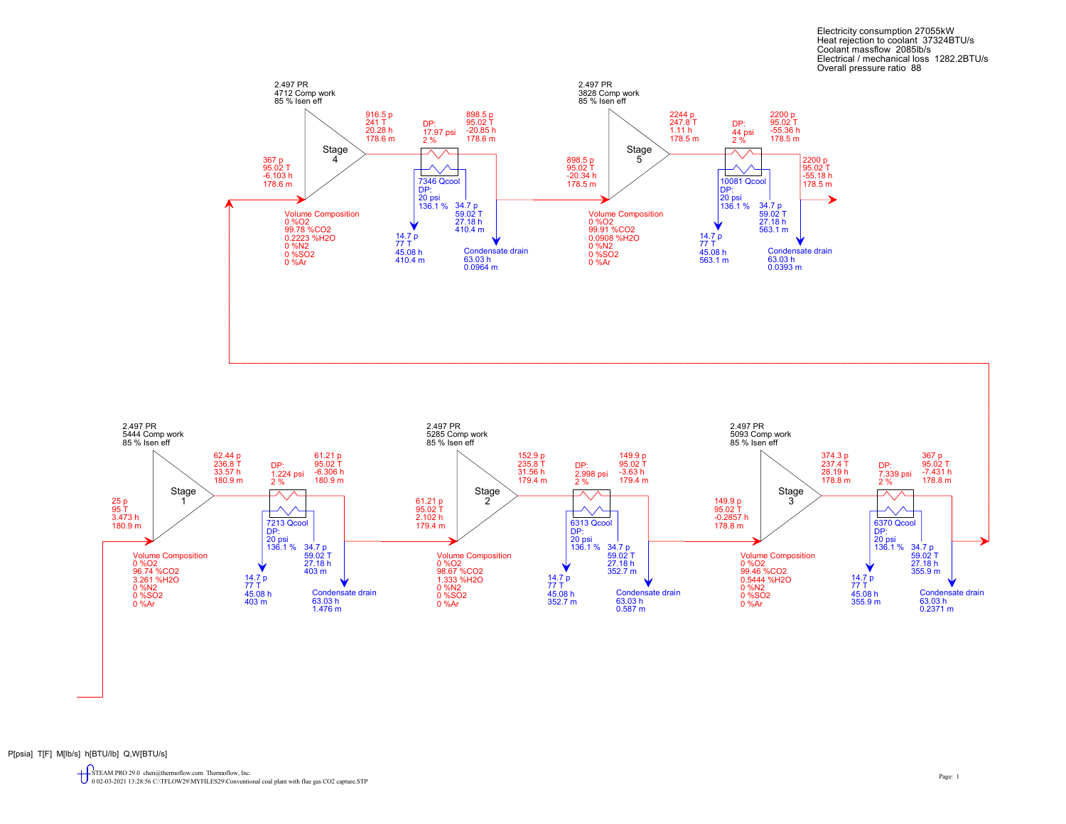Electricity consumption 27055kW
Heat rejection to coolant 37324BTU/s
Coolant massflow 2085lb/s
Electrical / mechanical loss 1282.2BTU/s
Overall pressure ratio 88

**Stage 4**

2.497 PR
4712 Comp work
85 % Isen eff

367 p
95.02 T
-6.103 h
178.6 m

916.5 p
241 T
20.28 h
178.6 m

DP:
17.97 psi
2 %

898.5 p
95.02 T
-20.85 h
178.6 m

7346 Qcool
DP:
20 psi
136.1 %

14.7 p
77 T
45.08 h
410.4 m

34.7 p
59.02 T
27.18 h
410.4 m

Condensate drain
63.03 h
0.0964 m

Volume Composition
0 %O2
99.78 %CO2
0.2223 %H2O
0 %N2
0 %SO2
0 %Ar

**Stage 5**

2.497 PR
3828 Comp work
85 % Isen eff

898.5 p
95.02 T
-20.34 h
178.5 m

2244 p
247.8 T
1.11 h
178.5 m

DP:
44 psi
2 %

2200 p
95.02 T
-55.36 h
178.5 m

2200 p
95.02 T
-55.18 h
178.5 m

10081 Qcool
DP:
20 psi
136.1 %

14.7 p
77 T
45.08 h
563.1 m

34.7 p
59.02 T
27.18 h
563.1 m

Condensate drain
63.03 h
0.0393 m

Volume Composition
0 %O2
99.91 %CO2
0.0908 %H2O
0 %N2
0 %SO2
0 %Ar

**Stage 1**

2.497 PR
5444 Comp work
85 % Isen eff

25 p
95 T
3.473 h
180.9 m

62.44 p
236.8 T
33.57 h
180.9 m

DP:
1.224 psi
2 %

61.21 p
95.02 T
-6.306 h
180.9 m

7213 Qcool
DP:
20 psi
136.1 %

14.7 p
77 T
45.08 h
403 m

34.7 p
59.02 T
27.18 h
403 m

Condensate drain
63.03 h
1.476 m

Volume Composition
0 %O2
96.74 %CO2
3.261 %H2O
0 %N2
0 %SO2
0 %Ar

**Stage 2**

2.497 PR
5285 Comp work
85 % Isen eff

61.21 p
95.02 T
2.102 h
179.4 m

152.9 p
235.8 T
31.56 h
179.4 m

DP:
2.998 psi
2 %

149.9 p
95.02 T
-3.63 h
179.4 m

6313 Qcool
DP:
20 psi
136.1 %

14.7 p
77 T
45.08 h
352.7 m

34.7 p
59.02 T
27.18 h
352.7 m

Condensate drain
63.03 h
0.587 m

Volume Composition
0 %O2
98.67 %CO2
1.333 %H2O
0 %N2
0 %SO2
0 %Ar

**Stage 3**

2.497 PR
5093 Comp work
85 % Isen eff

149.9 p
95.02 T
-0.2857 h
178.8 m

374.3 p
237.4 T
28.19 h
178.8 m

DP:
7.339 psi
2 %

367 p
95.02 T
-7.431 h
178.8 m

6370 Qcool
DP:
20 psi
136.1 %

14.7 p
77 T
45.08 h
355.9 m

34.7 p
59.02 T
27.18 h
355.9 m

Condensate drain
63.03 h
0.2371 m

Volume Composition
0 %O2
99.46 %CO2
0.5444 %H2O
0 %N2
0 %SO2
0 %Ar

P[psia] T[F] M[lb/s] h[BTU/lb] Q,W[BTU/s]

STEAM PRO 29.0 chen@thermoflow.com Thermoflow, Inc.
0 02-03-2021 13:28:56 C:\TFLOW29\MYFILES29\Conventional coal plant with flue gas CO2 capture.STP